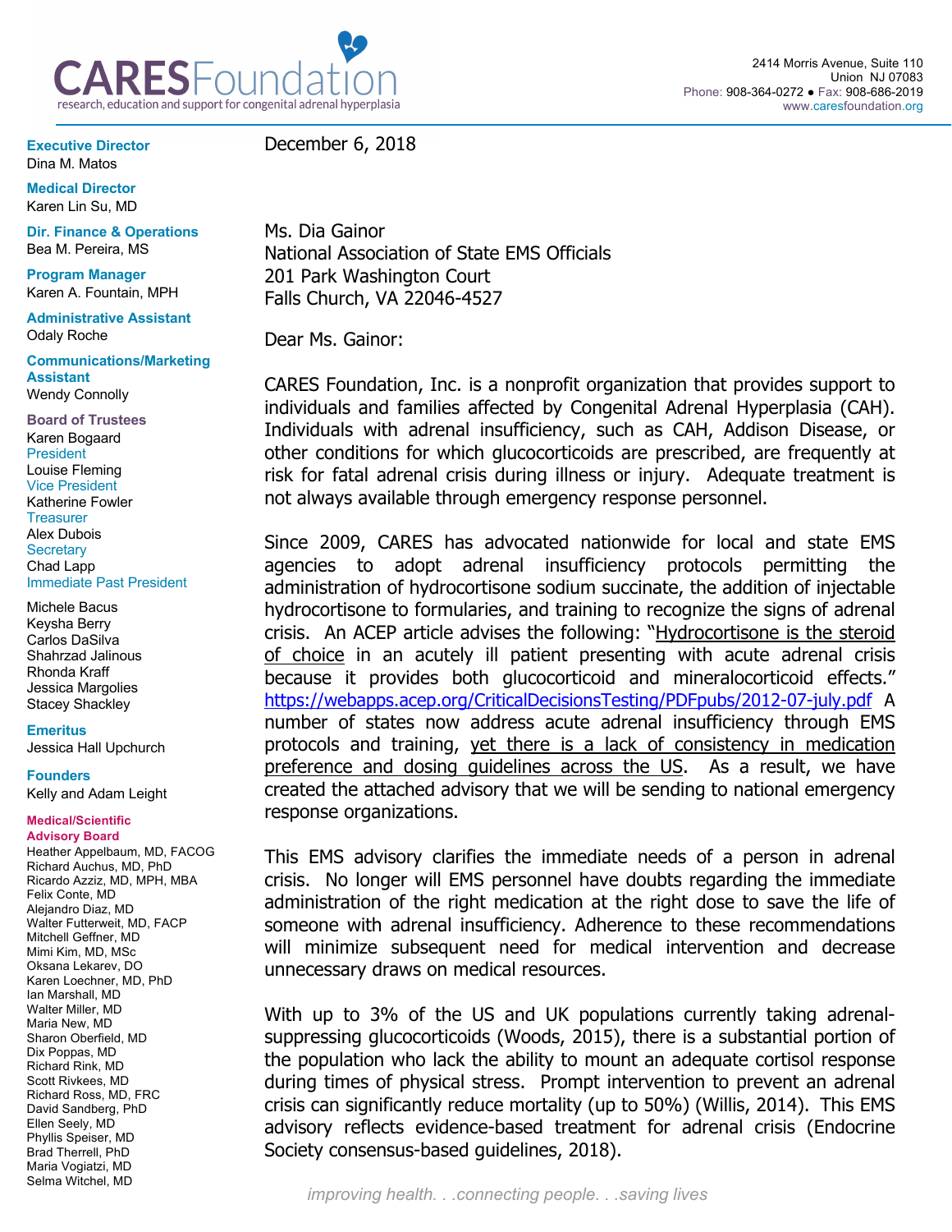# CARESFoundation

research, education and support for congenital adrenal hyperplasia

2414 Morris Avenue, Suite 110
Union NJ 07083
Phone: 908-364-0272 ● Fax: 908-686-2019
www.caresfoundation.org

**Executive Director**
Dina M. Matos

**Medical Director**
Karen Lin Su, MD

**Dir. Finance & Operations**
Bea M. Pereira, MS

**Program Manager**
Karen A. Fountain, MPH

**Administrative Assistant**
Odaly Roche

**Communications/Marketing Assistant**
Wendy Connolly

**Board of Trustees**
Karen Bogaard
President
Louise Fleming
Vice President
Katherine Fowler
Treasurer
Alex Dubois
Secretary
Chad Lapp
Immediate Past President

Michele Bacus
Keysha Berry
Carlos DaSilva
Shahrzad Jalinous
Rhonda Kraff
Jessica Margolies
Stacey Shackley

**Emeritus**
Jessica Hall Upchurch

**Founders**
Kelly and Adam Leight

**Medical/Scientific Advisory Board**
Heather Appelbaum, MD, FACOG
Richard Auchus, MD, PhD
Ricardo Azziz, MD, MPH, MBA
Felix Conte, MD
Alejandro Diaz, MD
Walter Futterweit, MD, FACP
Mitchell Geffner, MD
Mimi Kim, MD, MSc
Oksana Lekarev, DO
Karen Loechner, MD, PhD
Ian Marshall, MD
Walter Miller, MD
Maria New, MD
Sharon Oberfield, MD
Dix Poppas, MD
Richard Rink, MD
Scott Rivkees, MD
Richard Ross, MD, FRC
David Sandberg, PhD
Ellen Seely, MD
Phyllis Speiser, MD
Brad Therrell, PhD
Maria Vogiatzi, MD
Selma Witchel, MD

December 6, 2018

Ms. Dia Gainor
National Association of State EMS Officials
201 Park Washington Court
Falls Church, VA 22046-4527

Dear Ms. Gainor:

CARES Foundation, Inc. is a nonprofit organization that provides support to individuals and families affected by Congenital Adrenal Hyperplasia (CAH). Individuals with adrenal insufficiency, such as CAH, Addison Disease, or other conditions for which glucocorticoids are prescribed, are frequently at risk for fatal adrenal crisis during illness or injury. Adequate treatment is not always available through emergency response personnel.

Since 2009, CARES has advocated nationwide for local and state EMS agencies to adopt adrenal insufficiency protocols permitting the administration of hydrocortisone sodium succinate, the addition of injectable hydrocortisone to formularies, and training to recognize the signs of adrenal crisis. An ACEP article advises the following: "Hydrocortisone is the steroid of choice in an acutely ill patient presenting with acute adrenal crisis because it provides both glucocorticoid and mineralocorticoid effects." https://webapps.acep.org/CriticalDecisionsTesting/PDFpubs/2012-07-july.pdf A number of states now address acute adrenal insufficiency through EMS protocols and training, yet there is a lack of consistency in medication preference and dosing guidelines across the US. As a result, we have created the attached advisory that we will be sending to national emergency response organizations.

This EMS advisory clarifies the immediate needs of a person in adrenal crisis. No longer will EMS personnel have doubts regarding the immediate administration of the right medication at the right dose to save the life of someone with adrenal insufficiency. Adherence to these recommendations will minimize subsequent need for medical intervention and decrease unnecessary draws on medical resources.

With up to 3% of the US and UK populations currently taking adrenal-suppressing glucocorticoids (Woods, 2015), there is a substantial portion of the population who lack the ability to mount an adequate cortisol response during times of physical stress. Prompt intervention to prevent an adrenal crisis can significantly reduce mortality (up to 50%) (Willis, 2014). This EMS advisory reflects evidence-based treatment for adrenal crisis (Endocrine Society consensus-based guidelines, 2018).

*improving health. . .connecting people. . .saving lives*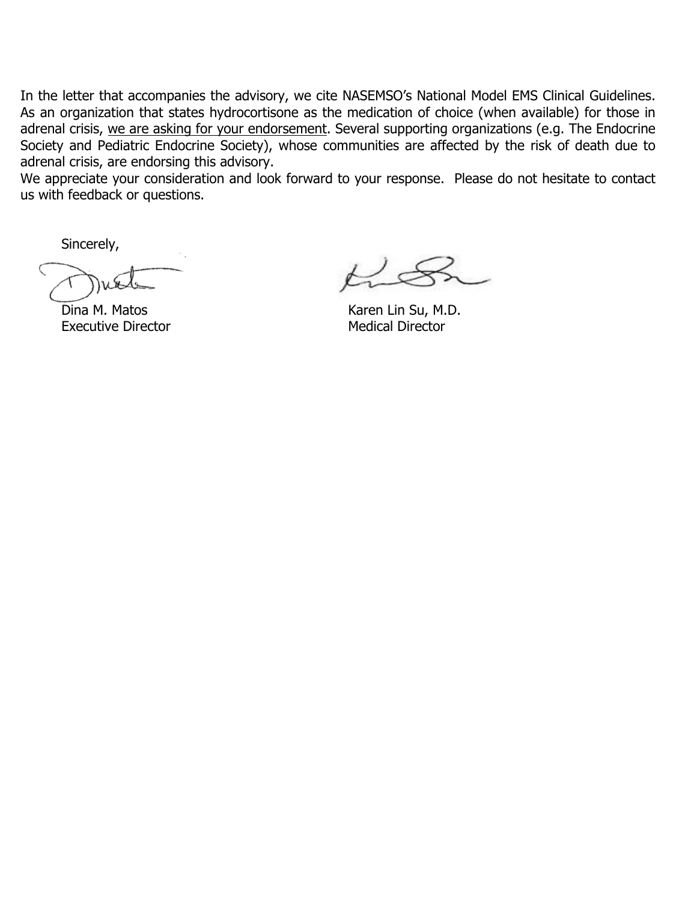In the letter that accompanies the advisory, we cite NASEMSO's National Model EMS Clinical Guidelines. As an organization that states hydrocortisone as the medication of choice (when available) for those in adrenal crisis, <u>we are asking for your endorsement</u>. Several supporting organizations (e.g. The Endocrine Society and Pediatric Endocrine Society), whose communities are affected by the risk of death due to adrenal crisis, are endorsing this advisory.

We appreciate your consideration and look forward to your response. Please do not hesitate to contact us with feedback or questions.

Sincerely,

Dina M. Matos
Executive Director

Karen Lin Su, M.D.
Medical Director